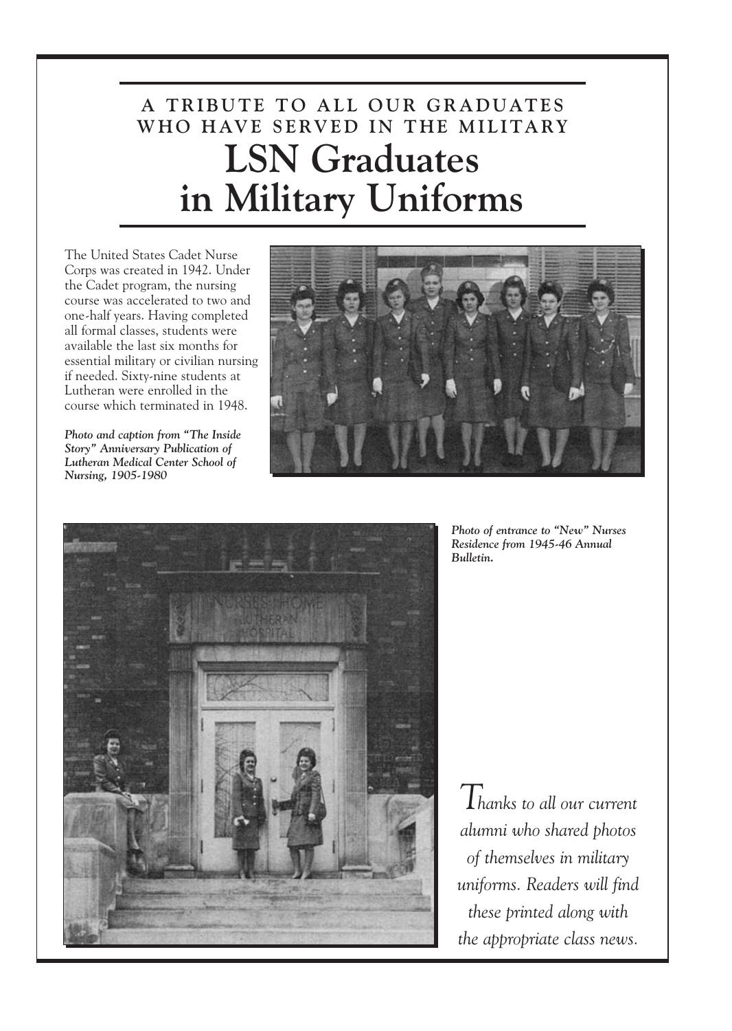### A TRIBUTE TO ALL OUR GRADUATES WHO HAVE SERVED IN THE MILITARY

# LSN Graduates in Military Uniforms

The United States Cadet Nurse Corps was created in 1942. Under the Cadet program, the nursing course was accelerated to two and one-half years. Having completed all formal classes, students were available the last six months for essential military or civilian nursing if needed. Sixty-nine students at Lutheran were enrolled in the course which terminated in 1948.

***Photo and caption from "The Inside Story" Anniversary Publication of Lutheran Medical Center School of Nursing, 1905-1980***

***Photo of entrance to "New" Nurses Residence from 1945-46 Annual Bulletin.***

*Thanks to all our current alumni who shared photos of themselves in military uniforms. Readers will find these printed along with the appropriate class news.*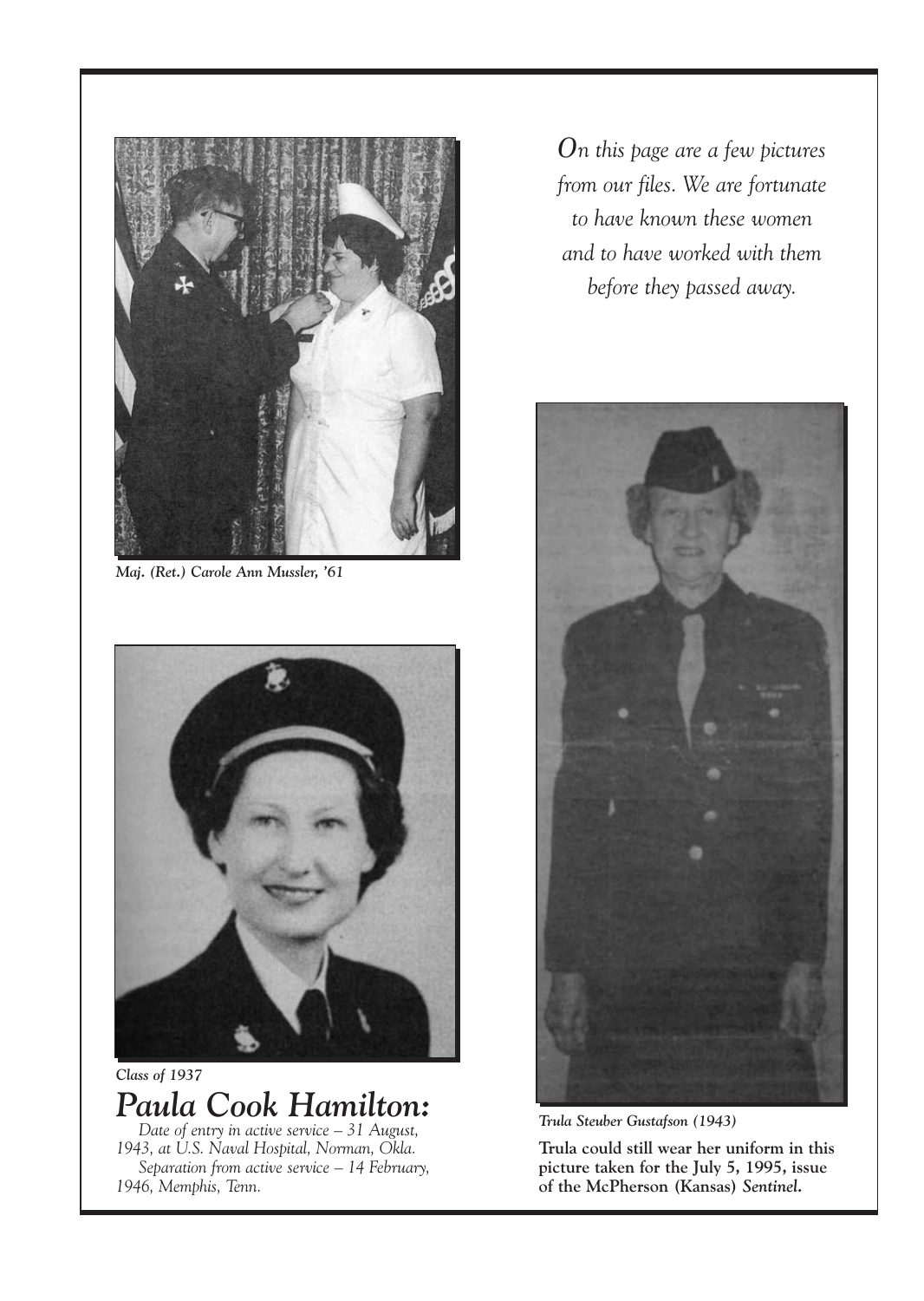*On this page are a few pictures from our files. We are fortunate to have known these women and to have worked with them before they passed away.*

*Maj. (Ret.) Carole Ann Mussler, '61*

*Class of 1937*

## *Paula Cook Hamilton:*

*Date of entry in active service – 31 August, 1943, at U.S. Naval Hospital, Norman, Okla.*

*Separation from active service – 14 February, 1946, Memphis, Tenn.*

*Trula Steuber Gustafson (1943)*

**Trula could still wear her uniform in this picture taken for the July 5, 1995, issue of the McPherson (Kansas) *Sentinel*.**